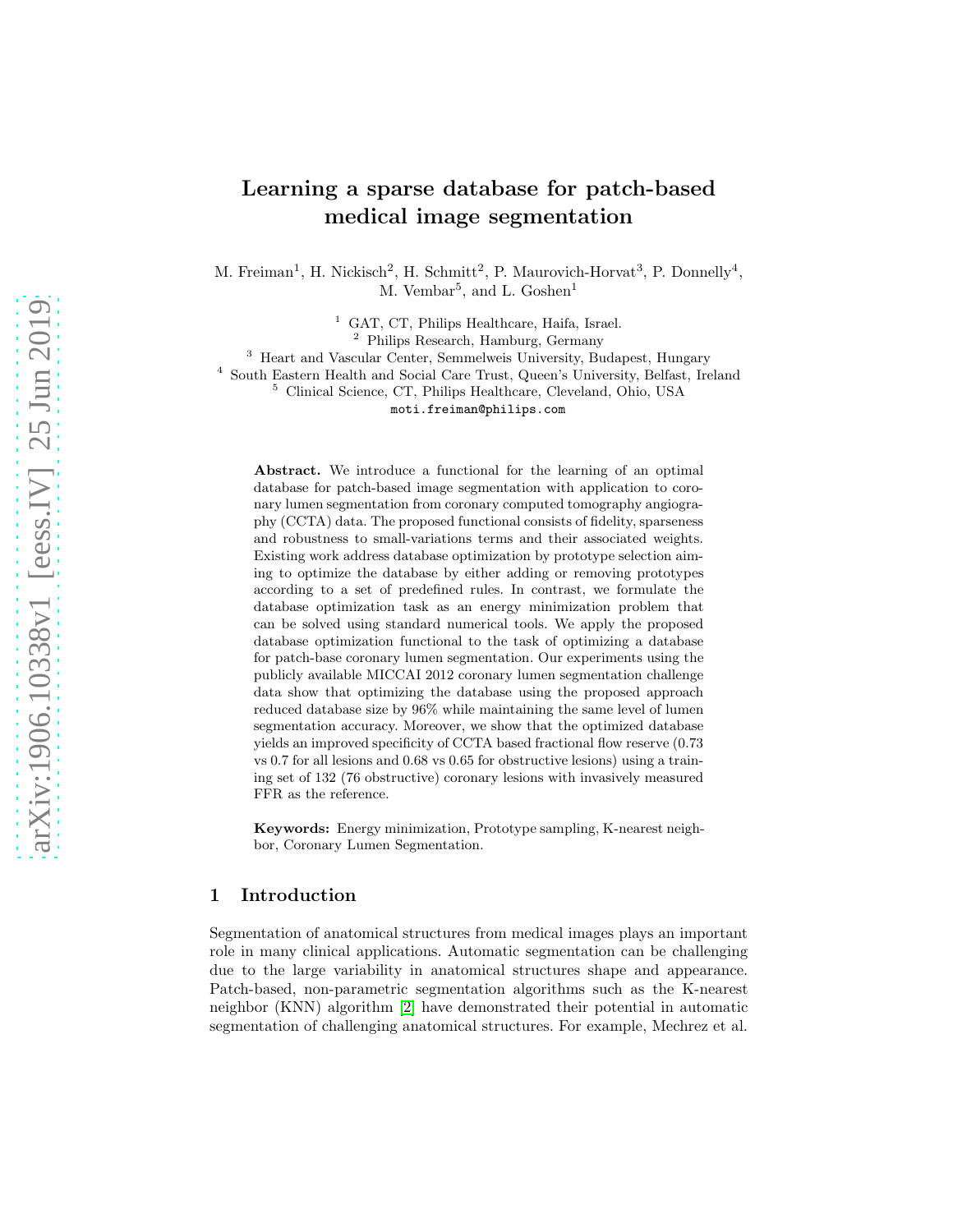# Learning a sparse database for patch-based medical image segmentation

M. Freiman[1], H. Nickisch[2], H. Schmitt[2], P. Maurovich-Horvat[3], P. Donnelly[4], M. Vembar[5], and L. Goshen[1]

[1] GAT, CT, Philips Healthcare, Haifa, Israel.
[2] Philips Research, Hamburg, Germany
[3] Heart and Vascular Center, Semmelweis University, Budapest, Hungary
[4] South Eastern Health and Social Care Trust, Queen's University, Belfast, Ireland
[5] Clinical Science, CT, Philips Healthcare, Cleveland, Ohio, USA
moti.freiman@philips.com

**Abstract.** We introduce a functional for the learning of an optimal database for patch-based image segmentation with application to coronary lumen segmentation from coronary computed tomography angiography (CCTA) data. The proposed functional consists of fidelity, sparseness and robustness to small-variations terms and their associated weights. Existing work address database optimization by prototype selection aiming to optimize the database by either adding or removing prototypes according to a set of predefined rules. In contrast, we formulate the database optimization task as an energy minimization problem that can be solved using standard numerical tools. We apply the proposed database optimization functional to the task of optimizing a database for patch-base coronary lumen segmentation. Our experiments using the publicly available MICCAI 2012 coronary lumen segmentation challenge data show that optimizing the database using the proposed approach reduced database size by 96% while maintaining the same level of lumen segmentation accuracy. Moreover, we show that the optimized database yields an improved specificity of CCTA based fractional flow reserve (0.73 vs 0.7 for all lesions and 0.68 vs 0.65 for obstructive lesions) using a training set of 132 (76 obstructive) coronary lesions with invasively measured FFR as the reference.

**Keywords:** Energy minimization, Prototype sampling, K-nearest neighbor, Coronary Lumen Segmentation.

## 1 Introduction

Segmentation of anatomical structures from medical images plays an important role in many clinical applications. Automatic segmentation can be challenging due to the large variability in anatomical structures shape and appearance. Patch-based, non-parametric segmentation algorithms such as the K-nearest neighbor (KNN) algorithm [2] have demonstrated their potential in automatic segmentation of challenging anatomical structures. For example, Mechrez et al.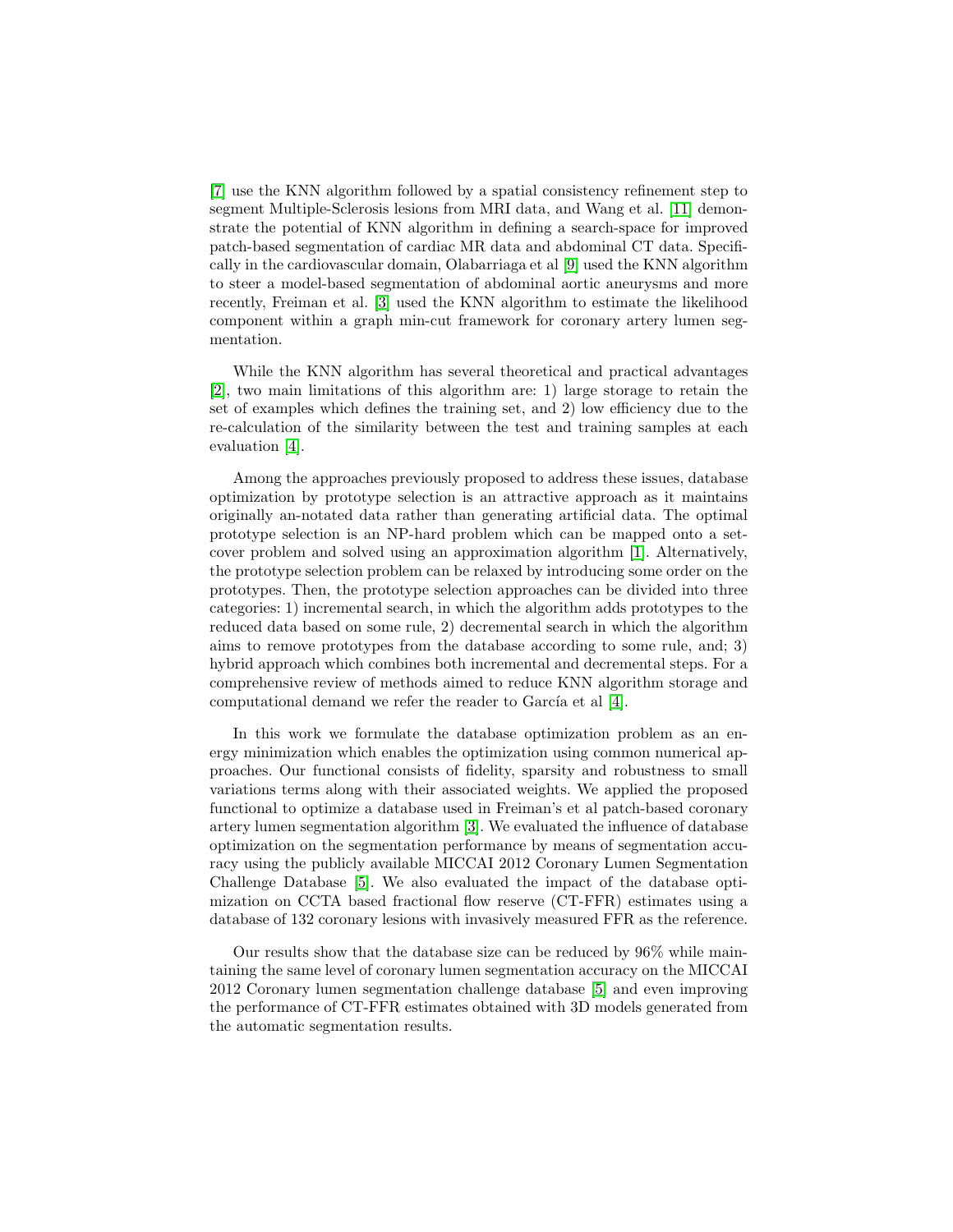[7] use the KNN algorithm followed by a spatial consistency refinement step to segment Multiple-Sclerosis lesions from MRI data, and Wang et al. [11] demonstrate the potential of KNN algorithm in defining a search-space for improved patch-based segmentation of cardiac MR data and abdominal CT data. Specifically in the cardiovascular domain, Olabarriaga et al [9] used the KNN algorithm to steer a model-based segmentation of abdominal aortic aneurysms and more recently, Freiman et al. [3] used the KNN algorithm to estimate the likelihood component within a graph min-cut framework for coronary artery lumen segmentation.

While the KNN algorithm has several theoretical and practical advantages [2], two main limitations of this algorithm are: 1) large storage to retain the set of examples which defines the training set, and 2) low efficiency due to the re-calculation of the similarity between the test and training samples at each evaluation [4].

Among the approaches previously proposed to address these issues, database optimization by prototype selection is an attractive approach as it maintains originally an-notated data rather than generating artificial data. The optimal prototype selection is an NP-hard problem which can be mapped onto a set-cover problem and solved using an approximation algorithm [1]. Alternatively, the prototype selection problem can be relaxed by introducing some order on the prototypes. Then, the prototype selection approaches can be divided into three categories: 1) incremental search, in which the algorithm adds prototypes to the reduced data based on some rule, 2) decremental search in which the algorithm aims to remove prototypes from the database according to some rule, and; 3) hybrid approach which combines both incremental and decremental steps. For a comprehensive review of methods aimed to reduce KNN algorithm storage and computational demand we refer the reader to García et al [4].

In this work we formulate the database optimization problem as an energy minimization which enables the optimization using common numerical approaches. Our functional consists of fidelity, sparsity and robustness to small variations terms along with their associated weights. We applied the proposed functional to optimize a database used in Freiman's et al patch-based coronary artery lumen segmentation algorithm [3]. We evaluated the influence of database optimization on the segmentation performance by means of segmentation accuracy using the publicly available MICCAI 2012 Coronary Lumen Segmentation Challenge Database [5]. We also evaluated the impact of the database optimization on CCTA based fractional flow reserve (CT-FFR) estimates using a database of 132 coronary lesions with invasively measured FFR as the reference.

Our results show that the database size can be reduced by 96% while maintaining the same level of coronary lumen segmentation accuracy on the MICCAI 2012 Coronary lumen segmentation challenge database [5] and even improving the performance of CT-FFR estimates obtained with 3D models generated from the automatic segmentation results.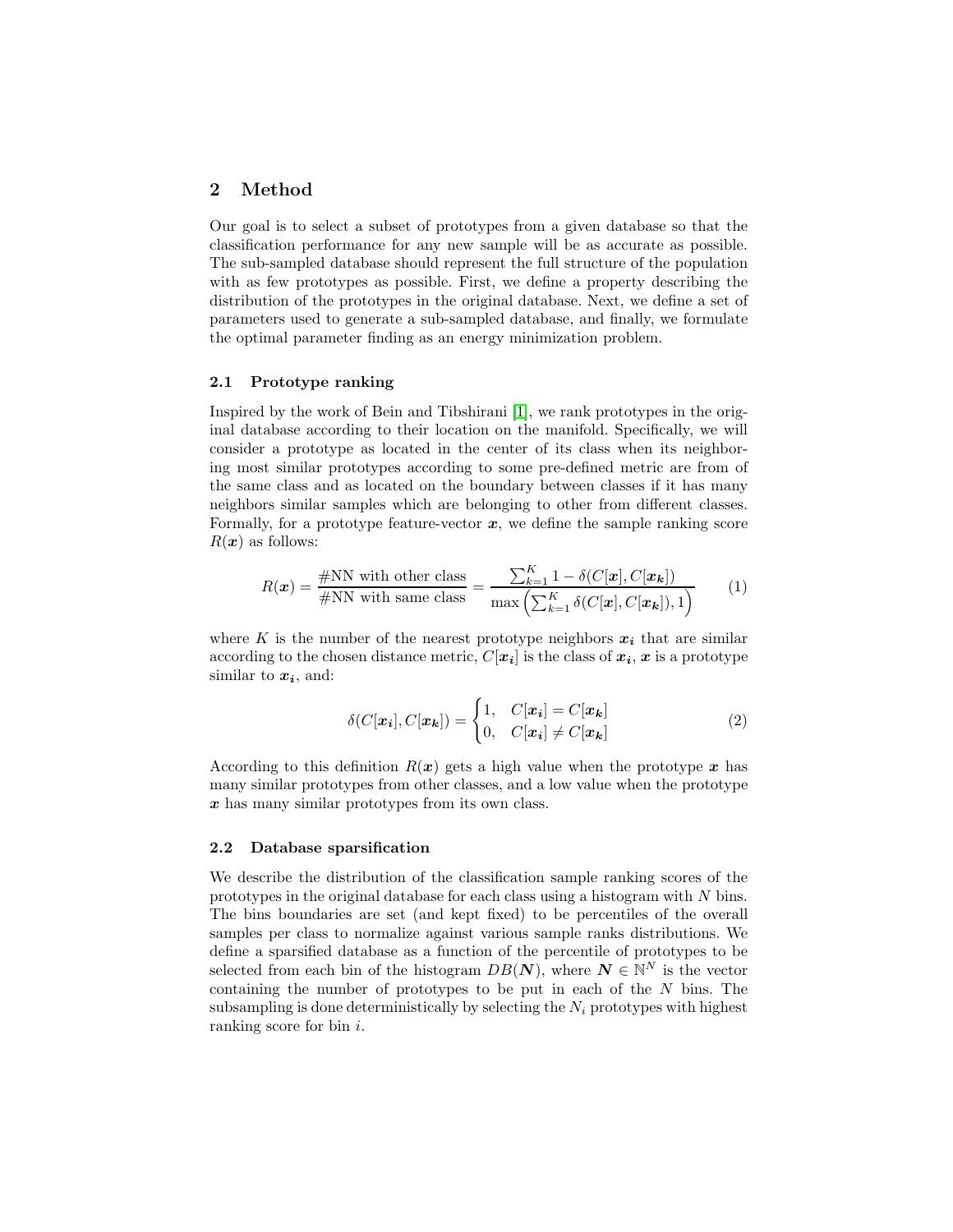## 2 Method

Our goal is to select a subset of prototypes from a given database so that the classification performance for any new sample will be as accurate as possible. The sub-sampled database should represent the full structure of the population with as few prototypes as possible. First, we define a property describing the distribution of the prototypes in the original database. Next, we define a set of parameters used to generate a sub-sampled database, and finally, we formulate the optimal parameter finding as an energy minimization problem.

### 2.1 Prototype ranking

Inspired by the work of Bein and Tibshirani [1], we rank prototypes in the original database according to their location on the manifold. Specifically, we will consider a prototype as located in the center of its class when its neighboring most similar prototypes according to some pre-defined metric are from of the same class and as located on the boundary between classes if it has many neighbors similar samples which are belonging to other from different classes. Formally, for a prototype feature-vector $\boldsymbol{x}$, we define the sample ranking score $R(\boldsymbol{x})$ as follows:

$$R(\boldsymbol{x}) = \frac{\#\text{NN with other class}}{\#\text{NN with same class}} = \frac{\sum_{k=1}^{K} 1 - \delta(C[\boldsymbol{x}], C[\boldsymbol{x_k}])}{\max\left(\sum_{k=1}^{K} \delta(C[\boldsymbol{x}], C[\boldsymbol{x_k}]), 1\right)} \tag{1}$$

where $K$ is the number of the nearest prototype neighbors $\boldsymbol{x_i}$ that are similar according to the chosen distance metric, $C[\boldsymbol{x_i}]$ is the class of $\boldsymbol{x_i}$, $\boldsymbol{x}$ is a prototype similar to $\boldsymbol{x_i}$, and:

$$\delta(C[\boldsymbol{x_i}], C[\boldsymbol{x_k}]) = \begin{cases} 1, & C[\boldsymbol{x_i}] = C[\boldsymbol{x_k}] \\ 0, & C[\boldsymbol{x_i}] \neq C[\boldsymbol{x_k}] \end{cases} \tag{2}$$

According to this definition $R(\boldsymbol{x})$ gets a high value when the prototype $\boldsymbol{x}$ has many similar prototypes from other classes, and a low value when the prototype $\boldsymbol{x}$ has many similar prototypes from its own class.

### 2.2 Database sparsification

We describe the distribution of the classification sample ranking scores of the prototypes in the original database for each class using a histogram with $N$ bins. The bins boundaries are set (and kept fixed) to be percentiles of the overall samples per class to normalize against various sample ranks distributions. We define a sparsified database as a function of the percentile of prototypes to be selected from each bin of the histogram $DB(\boldsymbol{N})$, where $\boldsymbol{N} \in \mathbb{N}^N$ is the vector containing the number of prototypes to be put in each of the $N$ bins. The subsampling is done deterministically by selecting the $N_i$ prototypes with highest ranking score for bin $i$.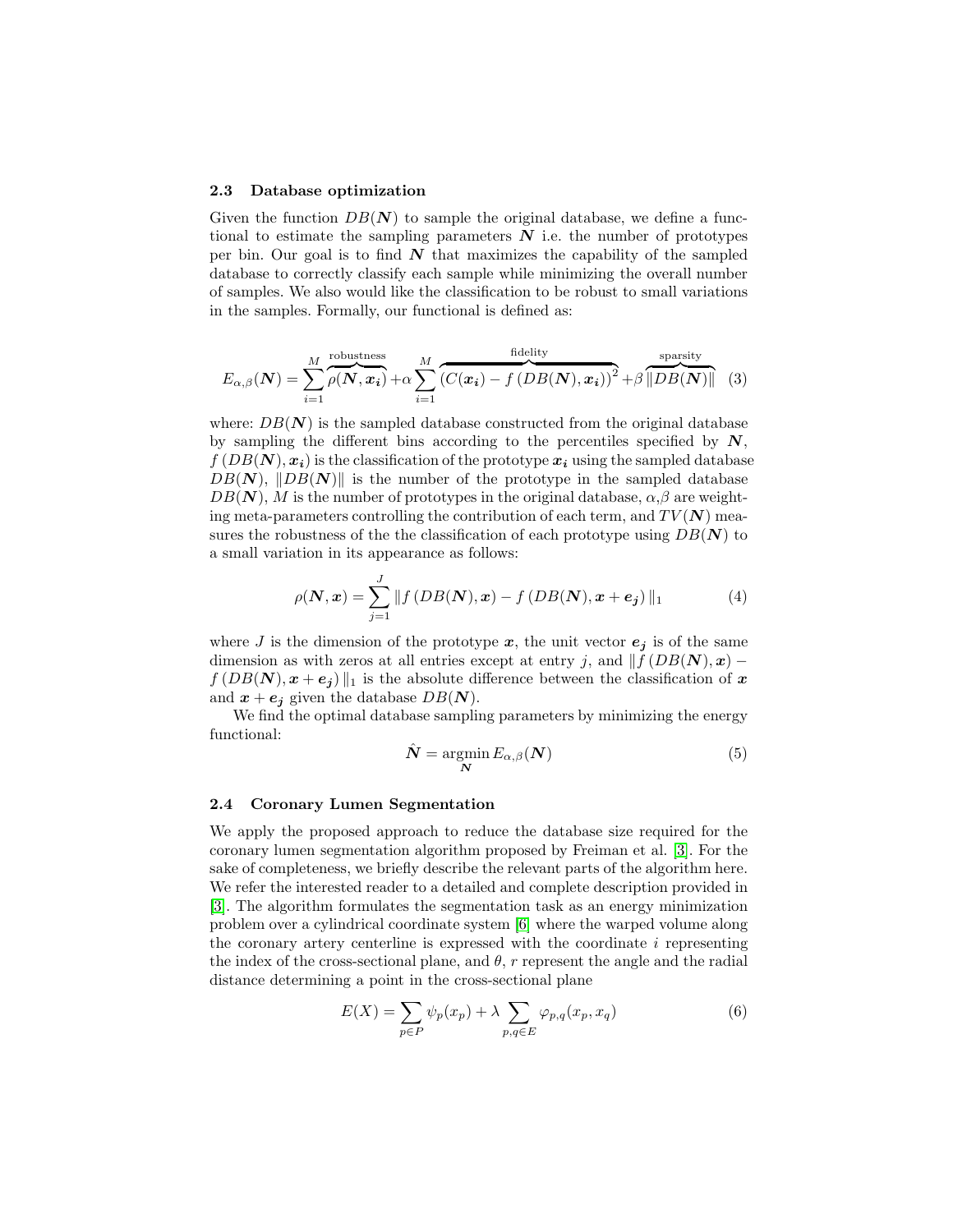### 2.3 Database optimization

Given the function $DB(\boldsymbol{N})$ to sample the original database, we define a functional to estimate the sampling parameters $\boldsymbol{N}$ i.e. the number of prototypes per bin. Our goal is to find $\boldsymbol{N}$ that maximizes the capability of the sampled database to correctly classify each sample while minimizing the overall number of samples. We also would like the classification to be robust to small variations in the samples. Formally, our functional is defined as:

$$E_{\alpha,\beta}(\boldsymbol{N}) = \sum_{i=1}^{M} \overbrace{\rho(\boldsymbol{N}, \boldsymbol{x_i})}^{\text{robustness}} + \alpha \sum_{i=1}^{M} \overbrace{\left(C(\boldsymbol{x_i}) - f\left(DB(\boldsymbol{N}), \boldsymbol{x_i}\right)\right)^2}^{\text{fidelity}} + \beta \overbrace{\|DB(\boldsymbol{N})\|}^{\text{sparsity}} \quad (3)$$

where: $DB(\boldsymbol{N})$ is the sampled database constructed from the original database by sampling the different bins according to the percentiles specified by $\boldsymbol{N}$, $f\left(DB(\boldsymbol{N}), \boldsymbol{x_i}\right)$ is the classification of the prototype $\boldsymbol{x_i}$ using the sampled database $DB(\boldsymbol{N})$, $\|DB(\boldsymbol{N})\|$ is the number of the prototype in the sampled database $DB(\boldsymbol{N})$, $M$ is the number of prototypes in the original database, $\alpha$,$\beta$ are weighting meta-parameters controlling the contribution of each term, and $TV(\boldsymbol{N})$ measures the robustness of the the classification of each prototype using $DB(\boldsymbol{N})$ to a small variation in its appearance as follows:

$$\rho(\boldsymbol{N}, \boldsymbol{x}) = \sum_{j=1}^{J} \|f\left(DB(\boldsymbol{N}), \boldsymbol{x}\right) - f\left(DB(\boldsymbol{N}), \boldsymbol{x} + \boldsymbol{e_j}\right)\|_1 \quad (4)$$

where $J$ is the dimension of the prototype $\boldsymbol{x}$, the unit vector $\boldsymbol{e_j}$ is of the same dimension as with zeros at all entries except at entry $j$, and $\|f\left(DB(\boldsymbol{N}), \boldsymbol{x}\right) - f\left(DB(\boldsymbol{N}), \boldsymbol{x} + \boldsymbol{e_j}\right)\|_1$ is the absolute difference between the classification of $\boldsymbol{x}$ and $\boldsymbol{x} + \boldsymbol{e_j}$ given the database $DB(\boldsymbol{N})$.

We find the optimal database sampling parameters by minimizing the energy functional:

$$\hat{\boldsymbol{N}} = \underset{\boldsymbol{N}}{\operatorname{argmin}}\, E_{\alpha,\beta}(\boldsymbol{N}) \quad (5)$$

### 2.4 Coronary Lumen Segmentation

We apply the proposed approach to reduce the database size required for the coronary lumen segmentation algorithm proposed by Freiman et al. [3]. For the sake of completeness, we briefly describe the relevant parts of the algorithm here. We refer the interested reader to a detailed and complete description provided in [3]. The algorithm formulates the segmentation task as an energy minimization problem over a cylindrical coordinate system [6] where the warped volume along the coronary artery centerline is expressed with the coordinate $i$ representing the index of the cross-sectional plane, and $\theta$, $r$ represent the angle and the radial distance determining a point in the cross-sectional plane

$$E(X) = \sum_{p \in P} \psi_p(x_p) + \lambda \sum_{p,q \in E} \varphi_{p,q}(x_p, x_q) \quad (6)$$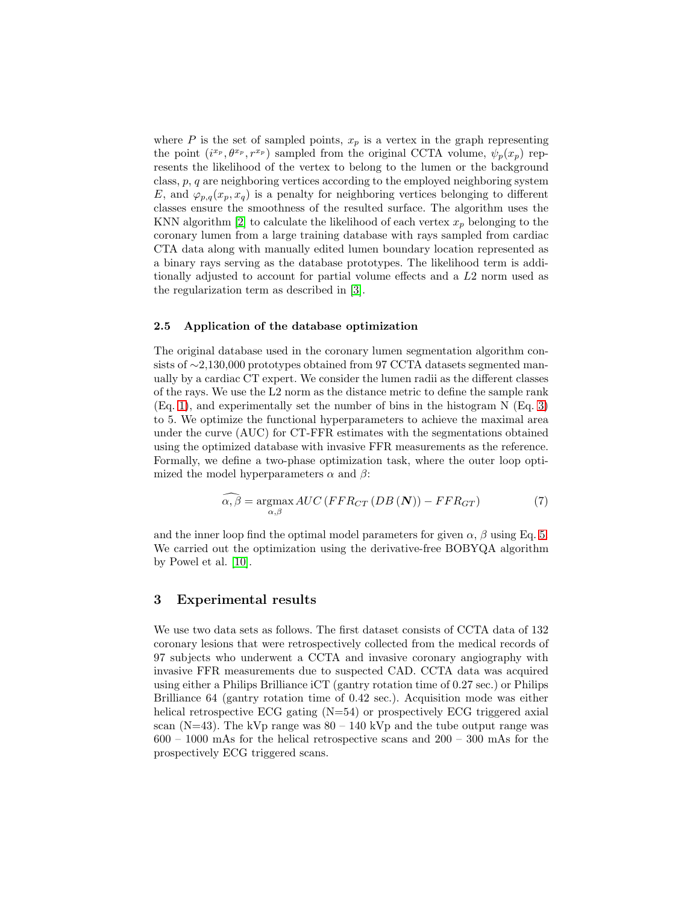where $P$ is the set of sampled points, $x_p$ is a vertex in the graph representing the point $(i^{x_p}, \theta^{x_p}, r^{x_p})$ sampled from the original CCTA volume, $\psi_p(x_p)$ represents the likelihood of the vertex to belong to the lumen or the background class, $p$, $q$ are neighboring vertices according to the employed neighboring system $E$, and $\varphi_{p,q}(x_p, x_q)$ is a penalty for neighboring vertices belonging to different classes ensure the smoothness of the resulted surface. The algorithm uses the KNN algorithm [2] to calculate the likelihood of each vertex $x_p$ belonging to the coronary lumen from a large training database with rays sampled from cardiac CTA data along with manually edited lumen boundary location represented as a binary rays serving as the database prototypes. The likelihood term is additionally adjusted to account for partial volume effects and a $L2$ norm used as the regularization term as described in [3].

### 2.5 Application of the database optimization

The original database used in the coronary lumen segmentation algorithm consists of ∼2,130,000 prototypes obtained from 97 CCTA datasets segmented manually by a cardiac CT expert. We consider the lumen radii as the different classes of the rays. We use the L2 norm as the distance metric to define the sample rank (Eq. 1), and experimentally set the number of bins in the histogram N (Eq. 3) to 5. We optimize the functional hyperparameters to achieve the maximal area under the curve (AUC) for CT-FFR estimates with the segmentations obtained using the optimized database with invasive FFR measurements as the reference. Formally, we define a two-phase optimization task, where the outer loop optimized the model hyperparameters $\alpha$ and $\beta$:

$$\widehat{\alpha, \beta} = \operatorname*{argmax}_{\alpha,\beta} AUC\left(FFR_{CT}\left(DB\left(\boldsymbol{N}\right)\right) - FFR_{GT}\right) \tag{7}$$

and the inner loop find the optimal model parameters for given $\alpha$, $\beta$ using Eq. 5. We carried out the optimization using the derivative-free BOBYQA algorithm by Powel et al. [10].

## 3 Experimental results

We use two data sets as follows. The first dataset consists of CCTA data of 132 coronary lesions that were retrospectively collected from the medical records of 97 subjects who underwent a CCTA and invasive coronary angiography with invasive FFR measurements due to suspected CAD. CCTA data was acquired using either a Philips Brilliance iCT (gantry rotation time of 0.27 sec.) or Philips Brilliance 64 (gantry rotation time of 0.42 sec.). Acquisition mode was either helical retrospective ECG gating (N=54) or prospectively ECG triggered axial scan (N=43). The kVp range was 80 – 140 kVp and the tube output range was 600 – 1000 mAs for the helical retrospective scans and 200 – 300 mAs for the prospectively ECG triggered scans.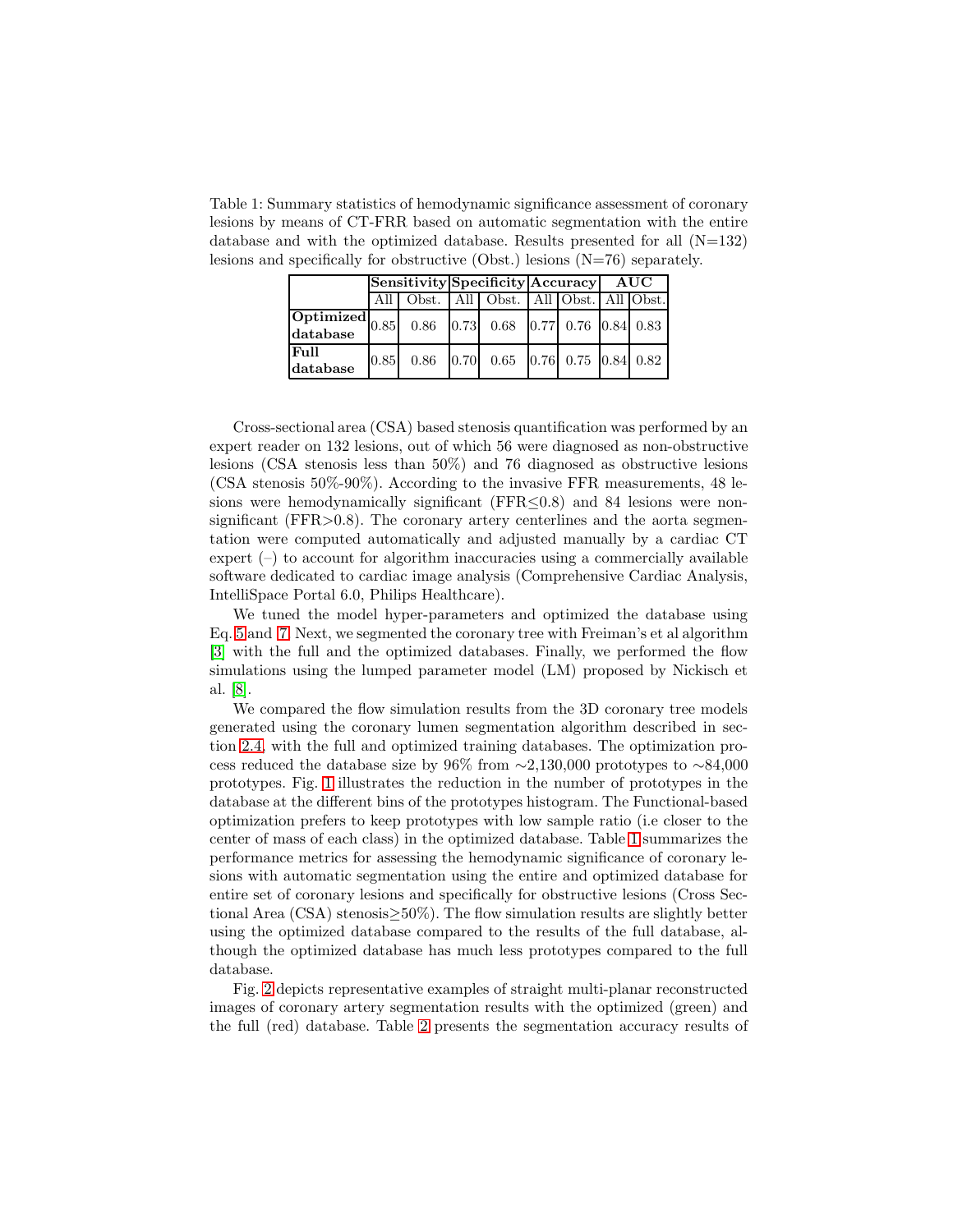Table 1: Summary statistics of hemodynamic significance assessment of coronary lesions by means of CT-FRR based on automatic segmentation with the entire database and with the optimized database. Results presented for all (N=132) lesions and specifically for obstructive (Obst.) lesions (N=76) separately.

| | **Sensitivity** | | **Specificity** | | **Accuracy** | | **AUC** | |
|---|---|---|---|---|---|---|---|---|
| | All | Obst. | All | Obst. | All | Obst. | All | Obst. |
| **Optimized database** | 0.85 | 0.86 | 0.73 | 0.68 | 0.77 | 0.76 | 0.84 | 0.83 |
| **Full database** | 0.85 | 0.86 | 0.70 | 0.65 | 0.76 | 0.75 | 0.84 | 0.82 |

Cross-sectional area (CSA) based stenosis quantification was performed by an expert reader on 132 lesions, out of which 56 were diagnosed as non-obstructive lesions (CSA stenosis less than 50%) and 76 diagnosed as obstructive lesions (CSA stenosis 50%-90%). According to the invasive FFR measurements, 48 lesions were hemodynamically significant (FFR$\leq$0.8) and 84 lesions were non-significant (FFR$>$0.8). The coronary artery centerlines and the aorta segmentation were computed automatically and adjusted manually by a cardiac CT expert (–) to account for algorithm inaccuracies using a commercially available software dedicated to cardiac image analysis (Comprehensive Cardiac Analysis, IntelliSpace Portal 6.0, Philips Healthcare).

We tuned the model hyper-parameters and optimized the database using Eq. 5 and 7. Next, we segmented the coronary tree with Freiman's et al algorithm [3] with the full and the optimized databases. Finally, we performed the flow simulations using the lumped parameter model (LM) proposed by Nickisch et al. [8].

We compared the flow simulation results from the 3D coronary tree models generated using the coronary lumen segmentation algorithm described in section 2.4, with the full and optimized training databases. The optimization process reduced the database size by 96% from $\sim$2,130,000 prototypes to $\sim$84,000 prototypes. Fig. 1 illustrates the reduction in the number of prototypes in the database at the different bins of the prototypes histogram. The Functional-based optimization prefers to keep prototypes with low sample ratio (i.e closer to the center of mass of each class) in the optimized database. Table 1 summarizes the performance metrics for assessing the hemodynamic significance of coronary lesions with automatic segmentation using the entire and optimized database for entire set of coronary lesions and specifically for obstructive lesions (Cross Sectional Area (CSA) stenosis$\geq$50%). The flow simulation results are slightly better using the optimized database compared to the results of the full database, although the optimized database has much less prototypes compared to the full database.

Fig. 2 depicts representative examples of straight multi-planar reconstructed images of coronary artery segmentation results with the optimized (green) and the full (red) database. Table 2 presents the segmentation accuracy results of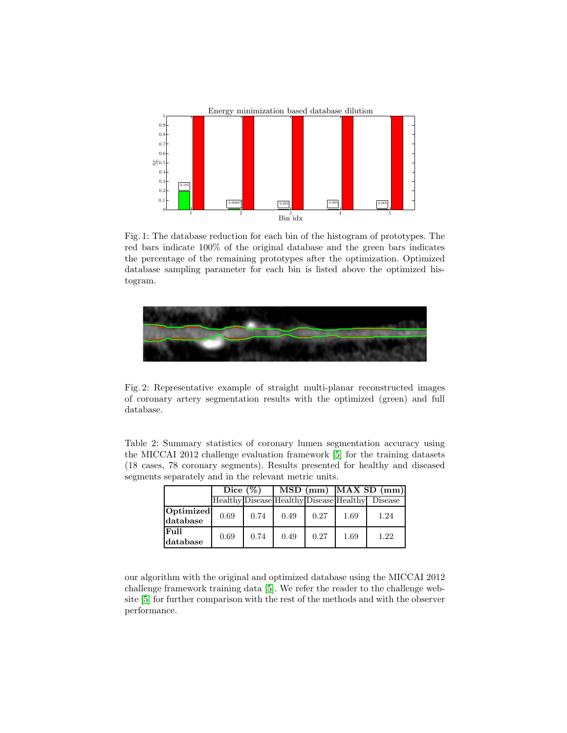Fig. 1: The database reduction for each bin of the histogram of prototypes. The red bars indicate 100% of the original database and the green bars indicates the percentage of the remaining prototypes after the optimization. Optimized database sampling parameter for each bin is listed above the optimized histogram.

Fig. 2: Representative example of straight multi-planar reconstructed images of coronary artery segmentation results with the optimized (green) and full database.

Table 2: Summary statistics of coronary lumen segmentation accuracy using the MICCAI 2012 challenge evaluation framework [5] for the training datasets (18 cases, 78 coronary segments). Results presented for healthy and diseased segments separately and in the relevant metric units.

| | **Dice (%)** | | **MSD (mm)** | | **MAX SD (mm)** | |
|---|---|---|---|---|---|---|
| | Healthy | Disease | Healthy | Disease | Healthy | Disease |
| **Optimized database** | 0.69 | 0.74 | 0.49 | 0.27 | 1.69 | 1.24 |
| **Full database** | 0.69 | 0.74 | 0.49 | 0.27 | 1.69 | 1.22 |

our algorithm with the original and optimized database using the MICCAI 2012 challenge framework training data [5]. We refer the reader to the challenge website [5] for further comparison with the rest of the methods and with the observer performance.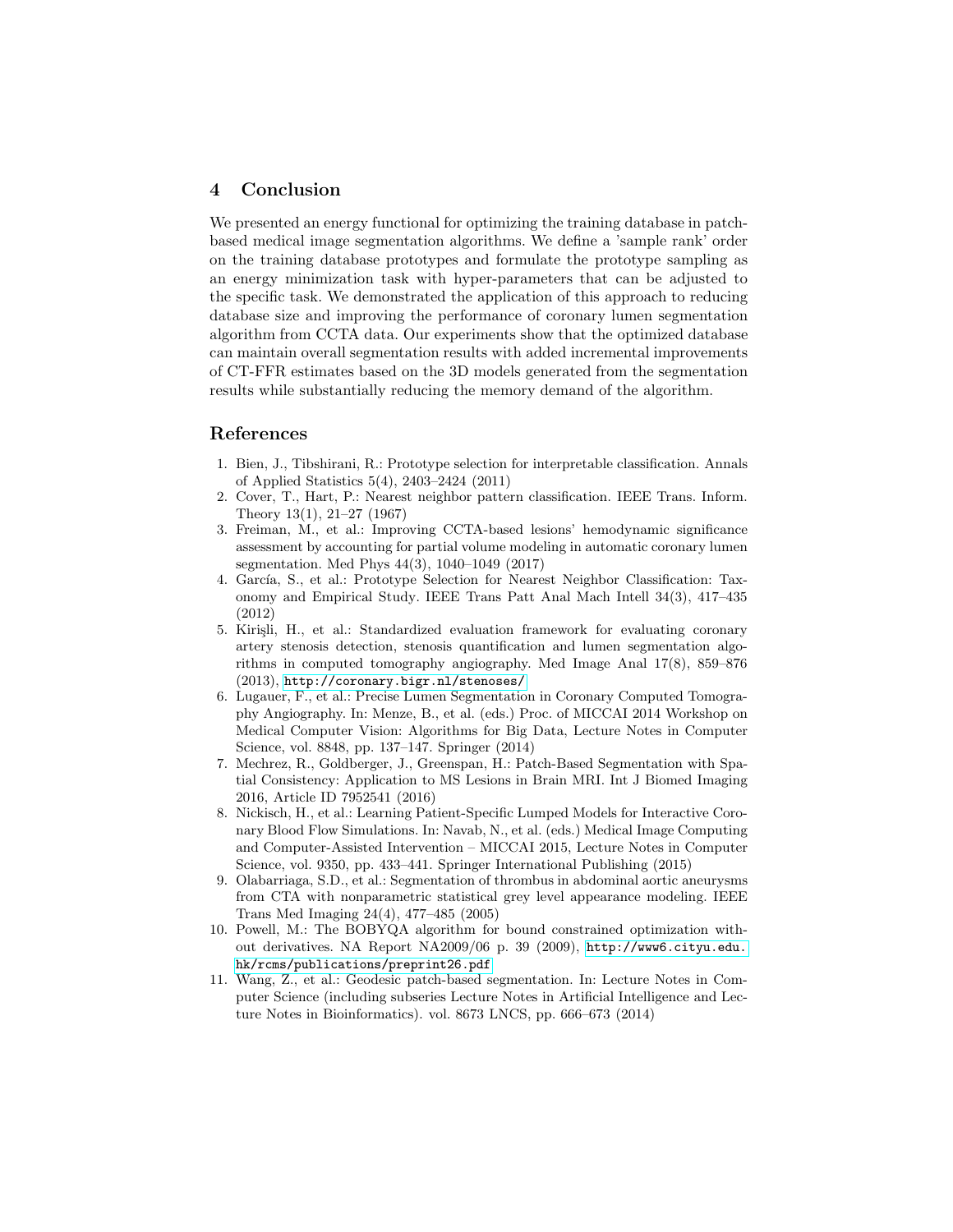## 4 Conclusion

We presented an energy functional for optimizing the training database in patch-based medical image segmentation algorithms. We define a 'sample rank' order on the training database prototypes and formulate the prototype sampling as an energy minimization task with hyper-parameters that can be adjusted to the specific task. We demonstrated the application of this approach to reducing database size and improving the performance of coronary lumen segmentation algorithm from CCTA data. Our experiments show that the optimized database can maintain overall segmentation results with added incremental improvements of CT-FFR estimates based on the 3D models generated from the segmentation results while substantially reducing the memory demand of the algorithm.

## References

1. Bien, J., Tibshirani, R.: Prototype selection for interpretable classification. Annals of Applied Statistics 5(4), 2403–2424 (2011)
2. Cover, T., Hart, P.: Nearest neighbor pattern classification. IEEE Trans. Inform. Theory 13(1), 21–27 (1967)
3. Freiman, M., et al.: Improving CCTA-based lesions' hemodynamic significance assessment by accounting for partial volume modeling in automatic coronary lumen segmentation. Med Phys 44(3), 1040–1049 (2017)
4. García, S., et al.: Prototype Selection for Nearest Neighbor Classification: Taxonomy and Empirical Study. IEEE Trans Patt Anal Mach Intell 34(3), 417–435 (2012)
5. Kirişli, H., et al.: Standardized evaluation framework for evaluating coronary artery stenosis detection, stenosis quantification and lumen segmentation algorithms in computed tomography angiography. Med Image Anal 17(8), 859–876 (2013), http://coronary.bigr.nl/stenoses/
6. Lugauer, F., et al.: Precise Lumen Segmentation in Coronary Computed Tomography Angiography. In: Menze, B., et al. (eds.) Proc. of MICCAI 2014 Workshop on Medical Computer Vision: Algorithms for Big Data, Lecture Notes in Computer Science, vol. 8848, pp. 137–147. Springer (2014)
7. Mechrez, R., Goldberger, J., Greenspan, H.: Patch-Based Segmentation with Spatial Consistency: Application to MS Lesions in Brain MRI. Int J Biomed Imaging 2016, Article ID 7952541 (2016)
8. Nickisch, H., et al.: Learning Patient-Specific Lumped Models for Interactive Coronary Blood Flow Simulations. In: Navab, N., et al. (eds.) Medical Image Computing and Computer-Assisted Intervention – MICCAI 2015, Lecture Notes in Computer Science, vol. 9350, pp. 433–441. Springer International Publishing (2015)
9. Olabarriaga, S.D., et al.: Segmentation of thrombus in abdominal aortic aneurysms from CTA with nonparametric statistical grey level appearance modeling. IEEE Trans Med Imaging 24(4), 477–485 (2005)
10. Powell, M.: The BOBYQA algorithm for bound constrained optimization without derivatives. NA Report NA2009/06 p. 39 (2009), http://www6.cityu.edu.hk/rcms/publications/preprint26.pdf
11. Wang, Z., et al.: Geodesic patch-based segmentation. In: Lecture Notes in Computer Science (including subseries Lecture Notes in Artificial Intelligence and Lecture Notes in Bioinformatics). vol. 8673 LNCS, pp. 666–673 (2014)